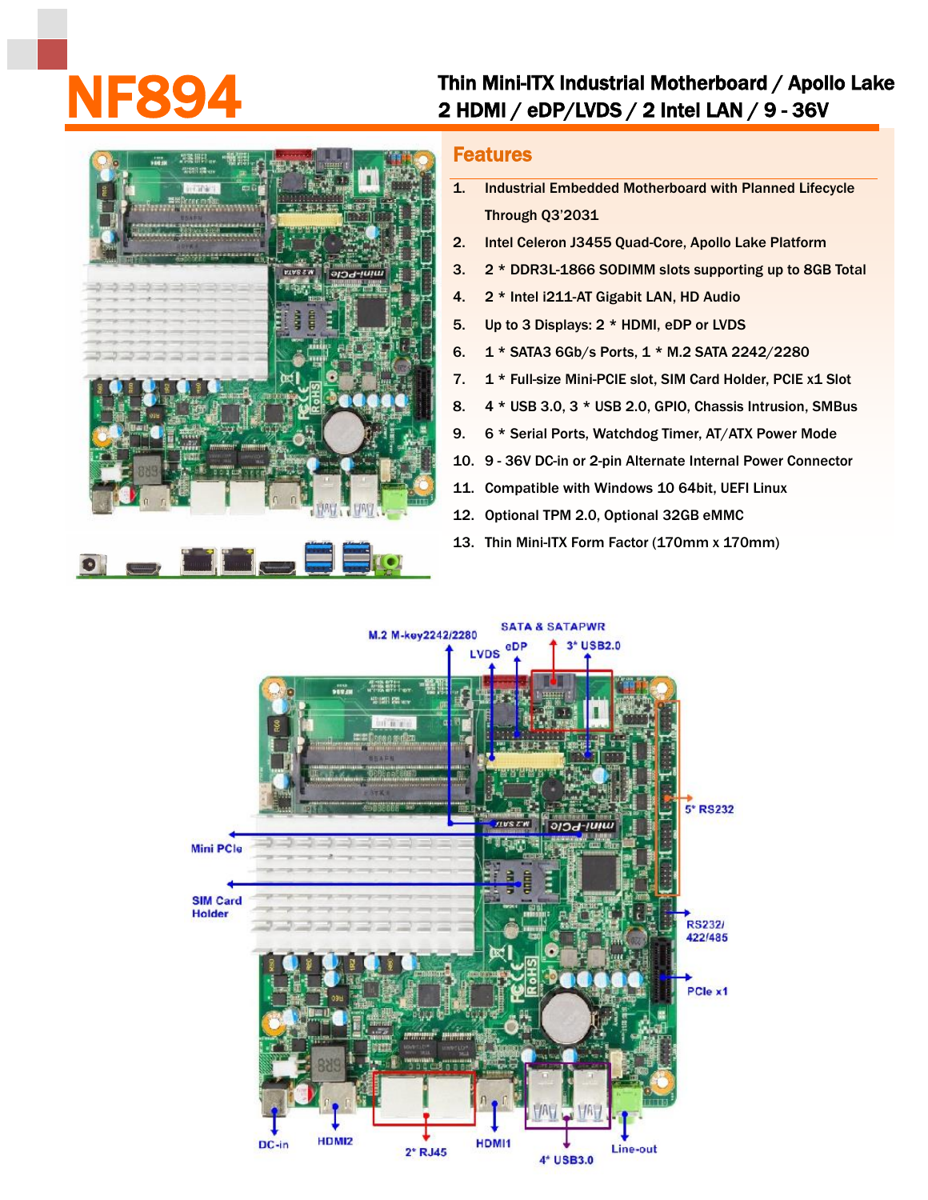# NF894

## Thin Mini-ITX Industrial Motherboard / Apollo Lake
## 2 HDMI / eDP/LVDS / 2 Intel LAN / 9 - 36V

### Features

1. Industrial Embedded Motherboard with Planned Lifecycle Through Q3'2031
2. Intel Celeron J3455 Quad-Core, Apollo Lake Platform
3. 2 * DDR3L-1866 SODIMM slots supporting up to 8GB Total
4. 2 * Intel i211-AT Gigabit LAN, HD Audio
5. Up to 3 Displays: 2 * HDMI, eDP or LVDS
6. 1 * SATA3 6Gb/s Ports, 1 * M.2 SATA 2242/2280
7. 1 * Full-size Mini-PCIE slot, SIM Card Holder, PCIE x1 Slot
8. 4 * USB 3.0, 3 * USB 2.0, GPIO, Chassis Intrusion, SMBus
9. 6 * Serial Ports, Watchdog Timer, AT/ATX Power Mode
10. 9 - 36V DC-in or 2-pin Alternate Internal Power Connector
11. Compatible with Windows 10 64bit, UEFI Linux
12. Optional TPM 2.0, Optional 32GB eMMC
13. Thin Mini-ITX Form Factor (170mm x 170mm)

M.2 M-key2242/2280
LVDS
eDP
SATA & SATAPWR
3* USB2.0
5* RS232
Mini PCIe
SIM Card Holder
RS232/ 422/485
PCIe x1
DC-in
HDMI2
2* RJ45
HDMI1
4* USB3.0
Line-out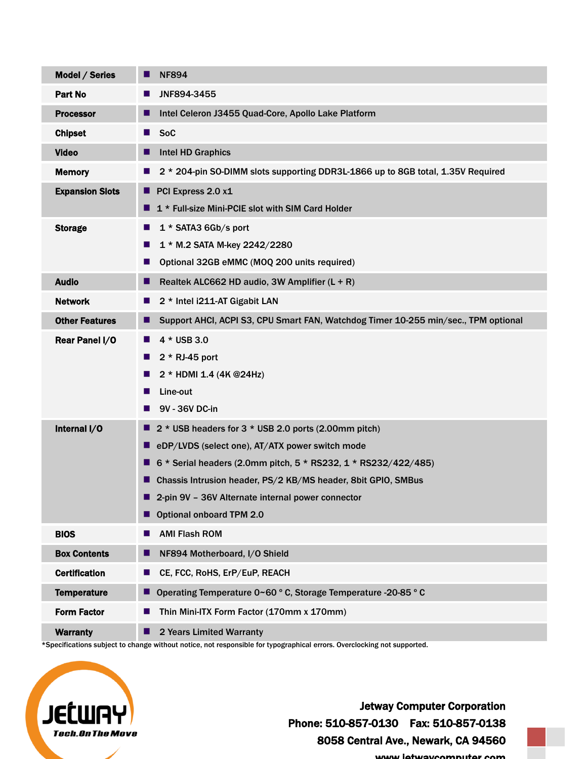| | |
|---|---|
| **Model / Series** | NF894 |
| **Part No** | JNF894-3455 |
| **Processor** | Intel Celeron J3455 Quad-Core, Apollo Lake Platform |
| **Chipset** | SoC |
| **Video** | Intel HD Graphics |
| **Memory** | 2 * 204-pin SO-DIMM slots supporting DDR3L-1866 up to 8GB total, 1.35V Required |
| **Expansion Slots** | PCI Express 2.0 x1<br>1 * Full-size Mini-PCIE slot with SIM Card Holder |
| **Storage** | 1 * SATA3 6Gb/s port<br>1 * M.2 SATA M-key 2242/2280<br>Optional 32GB eMMC (MOQ 200 units required) |
| **Audio** | Realtek ALC662 HD audio, 3W Amplifier (L + R) |
| **Network** | 2 * Intel i211-AT Gigabit LAN |
| **Other Features** | Support AHCI, ACPI S3, CPU Smart FAN, Watchdog Timer 10-255 min/sec., TPM optional |
| **Rear Panel I/O** | 4 * USB 3.0<br>2 * RJ-45 port<br>2 * HDMI 1.4 (4K @24Hz)<br>Line-out<br>9V - 36V DC-in |
| **Internal I/O** | 2 * USB headers for 3 * USB 2.0 ports (2.00mm pitch)<br>eDP/LVDS (select one), AT/ATX power switch mode<br>6 * Serial headers (2.0mm pitch, 5 * RS232, 1 * RS232/422/485)<br>Chassis Intrusion header, PS/2 KB/MS header, 8bit GPIO, SMBus<br>2-pin 9V – 36V Alternate internal power connector<br>Optional onboard TPM 2.0 |
| **BIOS** | AMI Flash ROM |
| **Box Contents** | NF894 Motherboard, I/O Shield |
| **Certification** | CE, FCC, RoHS, ErP/EuP, REACH |
| **Temperature** | Operating Temperature 0~60 ° C, Storage Temperature -20-85 ° C |
| **Form Factor** | Thin Mini-ITX Form Factor (170mm x 170mm) |
| **Warranty** | 2 Years Limited Warranty |

*Specifications subject to change without notice, not responsible for typographical errors. Overclocking not supported.

JETWAY *Tech.On The Move*

**Jetway Computer Corporation**
**Phone: 510-857-0130 Fax: 510-857-0138**
**8058 Central Ave., Newark, CA 94560**
**www.jetwaycomputer.com**